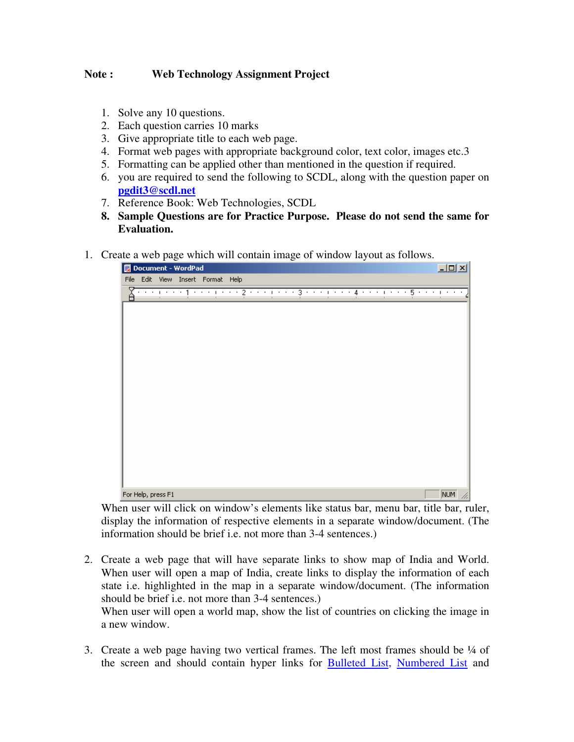**Note :** **Web Technology Assignment Project**

1. Solve any 10 questions.
2. Each question carries 10 marks
3. Give appropriate title to each web page.
4. Format web pages with appropriate background color, text color, images etc.3
5. Formatting can be applied other than mentioned in the question if required.
6. you are required to send the following to SCDL, along with the question paper on **pgdit3@scdl.net**
7. Reference Book: Web Technologies, SCDL
8. **Sample Questions are for Practice Purpose. Please do not send the same for Evaluation.**

1. Create a web page which will contain image of window layout as follows.

   When user will click on window's elements like status bar, menu bar, title bar, ruler, display the information of respective elements in a separate window/document. (The information should be brief i.e. not more than 3-4 sentences.)

2. Create a web page that will have separate links to show map of India and World. When user will open a map of India, create links to display the information of each state i.e. highlighted in the map in a separate window/document. (The information should be brief i.e. not more than 3-4 sentences.)
   When user will open a world map, show the list of countries on clicking the image in a new window.

3. Create a web page having two vertical frames. The left most frames should be ¼ of the screen and should contain hyper links for Bulleted List, Numbered List and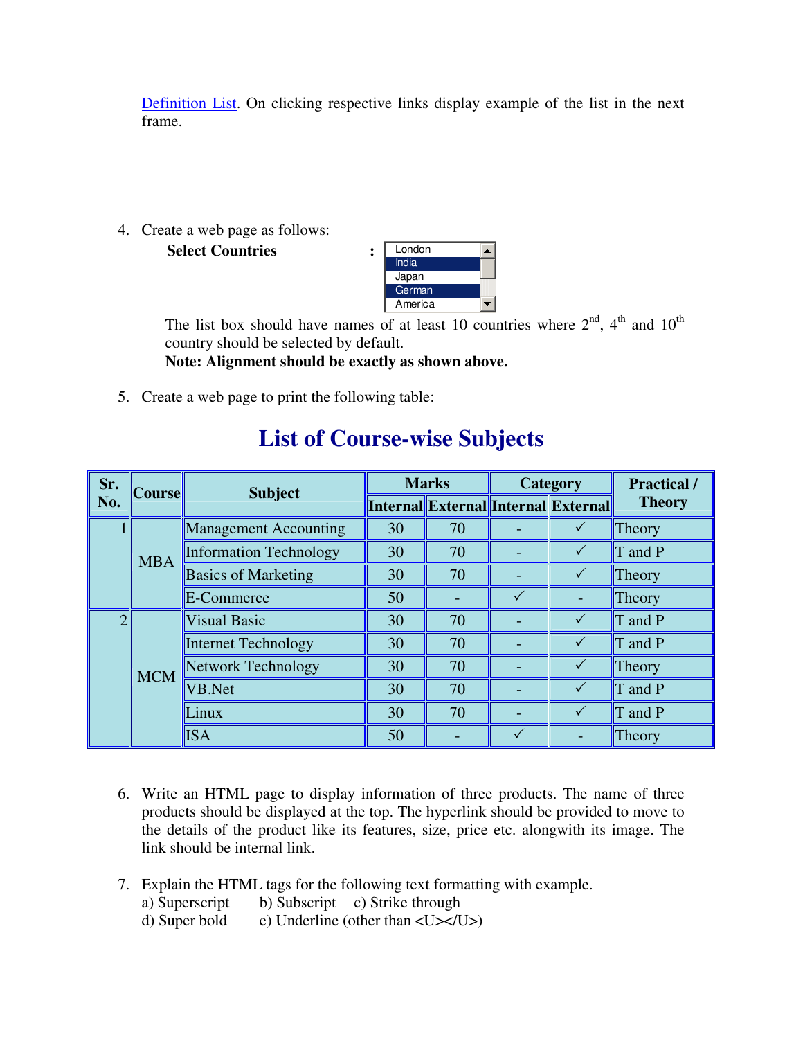Definition List. On clicking respective links display example of the list in the next frame.

4. Create a web page as follows:

   **Select Countries** **:** London / India / Japan / German / America

   The list box should have names of at least 10 countries where 2nd, 4th and 10th country should be selected by default.
   
   **Note: Alignment should be exactly as shown above.**

5. Create a web page to print the following table:

## List of Course-wise Subjects

| Sr. No. | Course | Subject | Marks | | Category | | Practical / Theory |
|---|---|---|---|---|---|---|---|
| | | | Internal | External | Internal | External | |
| 1 | MBA | Management Accounting | 30 | 70 | - | ✓ | Theory |
| | | Information Technology | 30 | 70 | - | ✓ | T and P |
| | | Basics of Marketing | 30 | 70 | - | ✓ | Theory |
| | | E-Commerce | 50 | - | ✓ | - | Theory |
| 2 | MCM | Visual Basic | 30 | 70 | - | ✓ | T and P |
| | | Internet Technology | 30 | 70 | - | ✓ | T and P |
| | | Network Technology | 30 | 70 | - | ✓ | Theory |
| | | VB.Net | 30 | 70 | - | ✓ | T and P |
| | | Linux | 30 | 70 | - | ✓ | T and P |
| | | ISA | 50 | - | ✓ | - | Theory |

6. Write an HTML page to display information of three products. The name of three products should be displayed at the top. The hyperlink should be provided to move to the details of the product like its features, size, price etc. alongwith its image. The link should be internal link.

7. Explain the HTML tags for the following text formatting with example.
   a) Superscript b) Subscript c) Strike through
   d) Super bold e) Underline (other than <U></U>)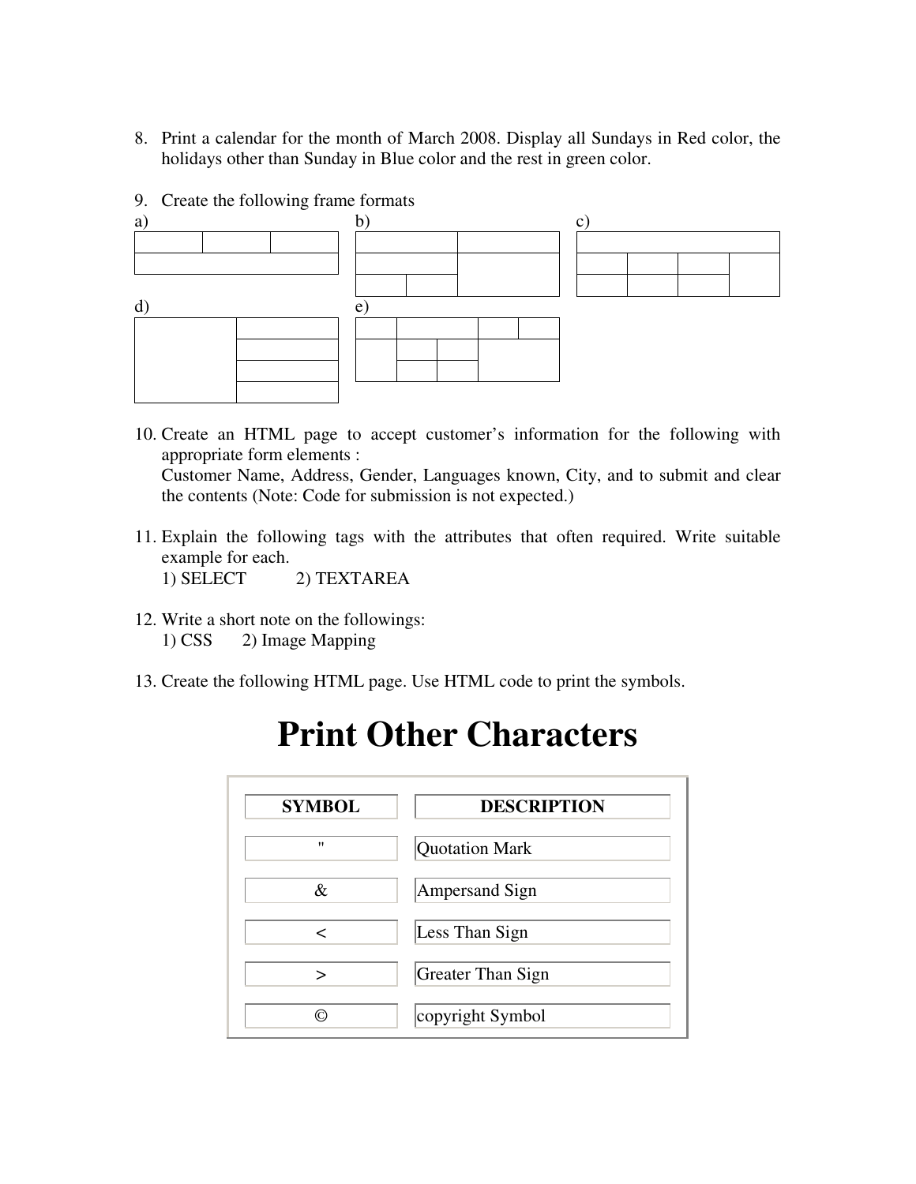8. Print a calendar for the month of March 2008. Display all Sundays in Red color, the holidays other than Sunday in Blue color and the rest in green color.

9. Create the following frame formats

a)

| | | |
|---|---|---|
| | | |

b)

| | |
|---|---|
| | |

c)

| | | | |
|---|---|---|---|
| | | | |

d)

| | |
|---|---|
| | |

e)

| | | | |
|---|---|---|---|
| | | | |

10. Create an HTML page to accept customer's information for the following with appropriate form elements :
    Customer Name, Address, Gender, Languages known, City, and to submit and clear the contents (Note: Code for submission is not expected.)

11. Explain the following tags with the attributes that often required. Write suitable example for each.
    1) SELECT 2) TEXTAREA

12. Write a short note on the followings:
    1) CSS 2) Image Mapping

13. Create the following HTML page. Use HTML code to print the symbols.

# Print Other Characters

| SYMBOL | DESCRIPTION |
|---|---|
| " | Quotation Mark |
| & | Ampersand Sign |
| < | Less Than Sign |
| > | Greater Than Sign |
| © | copyright Symbol |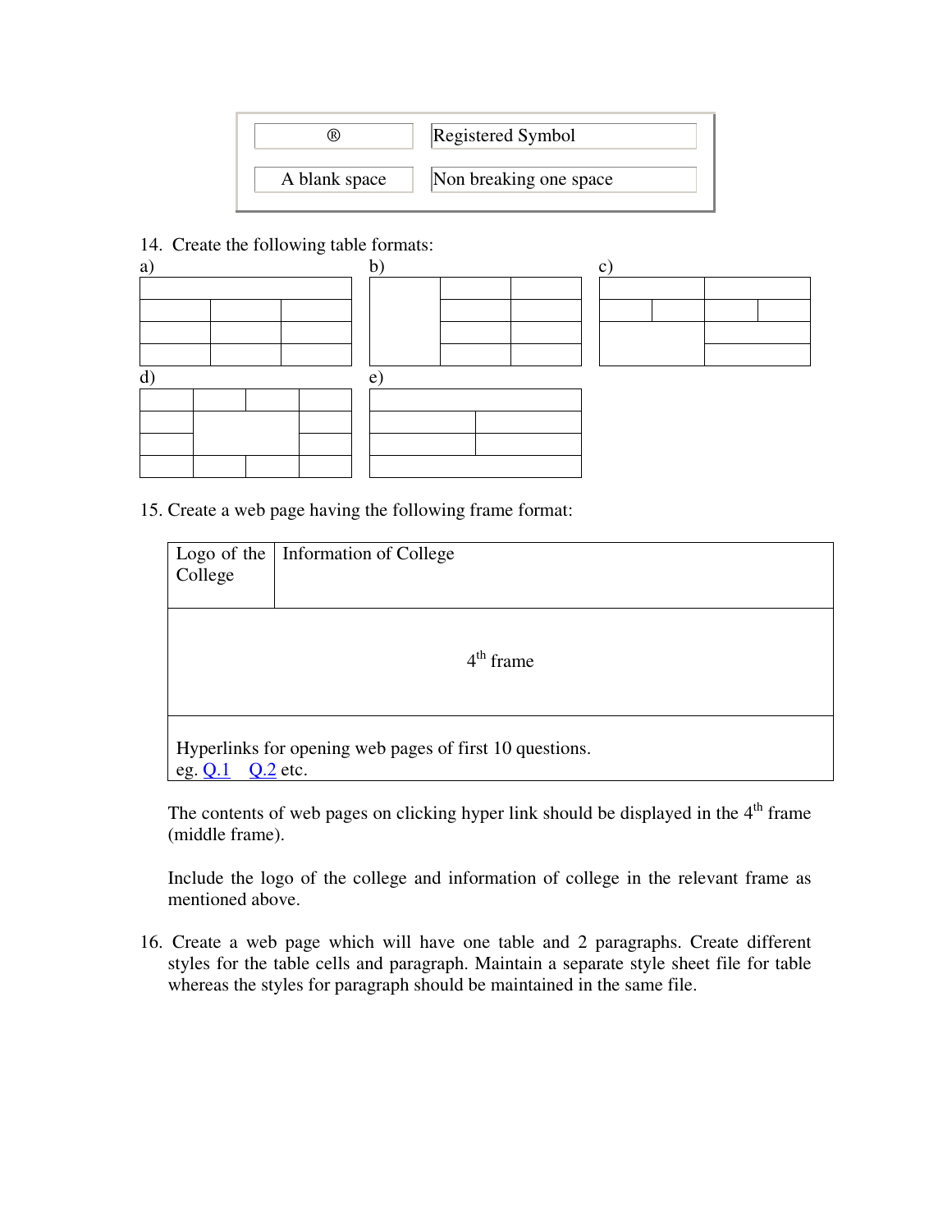| ® | Registered Symbol |
|---|---|
| A blank space | Non breaking one space |

14. Create the following table formats:

a)

| | | |
|---|---|---|
| | | |
| | | |
| | | |

b)

| | | |
|---|---|---|
| | | |
| | | |
| | | |

c)

| | | | |
|---|---|---|---|
| | | | |
| | | | |
| | | | |

d)

| | | | |
|---|---|---|---|
| | | | |
| | | | |
| | | | |

e)

| | |
|---|---|
| | |
| | |
| | |

15. Create a web page having the following frame format:

| Logo of the College | Information of College |
|---|---|
| 4th frame | |
| Hyperlinks for opening web pages of first 10 questions. eg. Q.1 Q.2 etc. | |

The contents of web pages on clicking hyper link should be displayed in the 4th frame (middle frame).

Include the logo of the college and information of college in the relevant frame as mentioned above.

16. Create a web page which will have one table and 2 paragraphs. Create different styles for the table cells and paragraph. Maintain a separate style sheet file for table whereas the styles for paragraph should be maintained in the same file.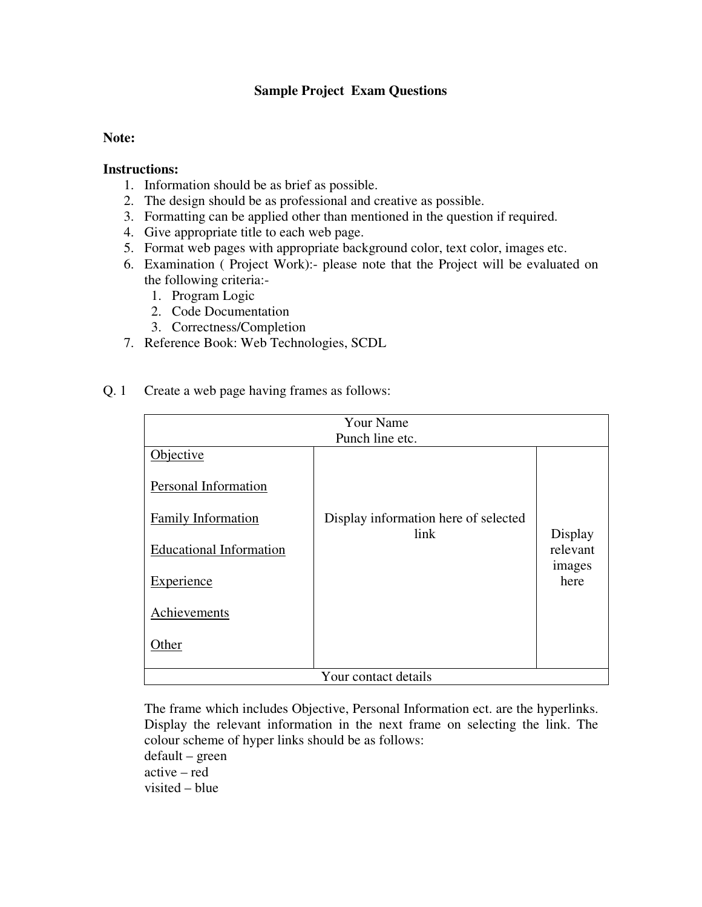**Sample Project Exam Questions**

**Note:**

**Instructions:**

1. Information should be as brief as possible.
2. The design should be as professional and creative as possible.
3. Formatting can be applied other than mentioned in the question if required.
4. Give appropriate title to each web page.
5. Format web pages with appropriate background color, text color, images etc.
6. Examination ( Project Work):- please note that the Project will be evaluated on the following criteria:-
   1. Program Logic
   2. Code Documentation
   3. Correctness/Completion
7. Reference Book: Web Technologies, SCDL

Q. 1 Create a web page having frames as follows:

| Your Name<br>Punch line etc. | | |
|---|---|---|
| Objective<br><br>Personal Information<br><br>Family Information<br><br>Educational Information<br><br>Experience<br><br>Achievements<br><br>Other | Display information here of selected link | Display relevant images here |
| Your contact details | | |

The frame which includes Objective, Personal Information ect. are the hyperlinks. Display the relevant information in the next frame on selecting the link. The colour scheme of hyper links should be as follows:
default – green
active – red
visited – blue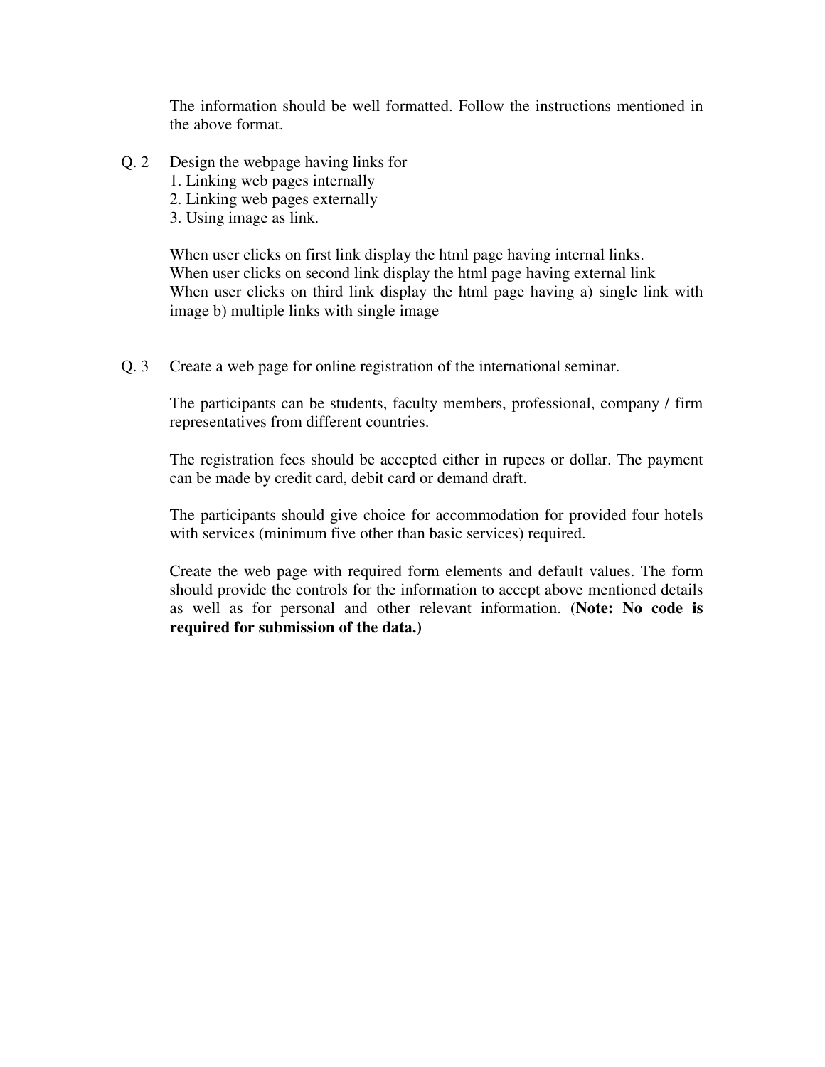The information should be well formatted. Follow the instructions mentioned in the above format.

Q. 2 Design the webpage having links for

1. Linking web pages internally
2. Linking web pages externally
3. Using image as link.

When user clicks on first link display the html page having internal links.
When user clicks on second link display the html page having external link
When user clicks on third link display the html page having a) single link with image b) multiple links with single image

Q. 3 Create a web page for online registration of the international seminar.

The participants can be students, faculty members, professional, company / firm representatives from different countries.

The registration fees should be accepted either in rupees or dollar. The payment can be made by credit card, debit card or demand draft.

The participants should give choice for accommodation for provided four hotels with services (minimum five other than basic services) required.

Create the web page with required form elements and default values. The form should provide the controls for the information to accept above mentioned details as well as for personal and other relevant information. (**Note: No code is required for submission of the data.**)